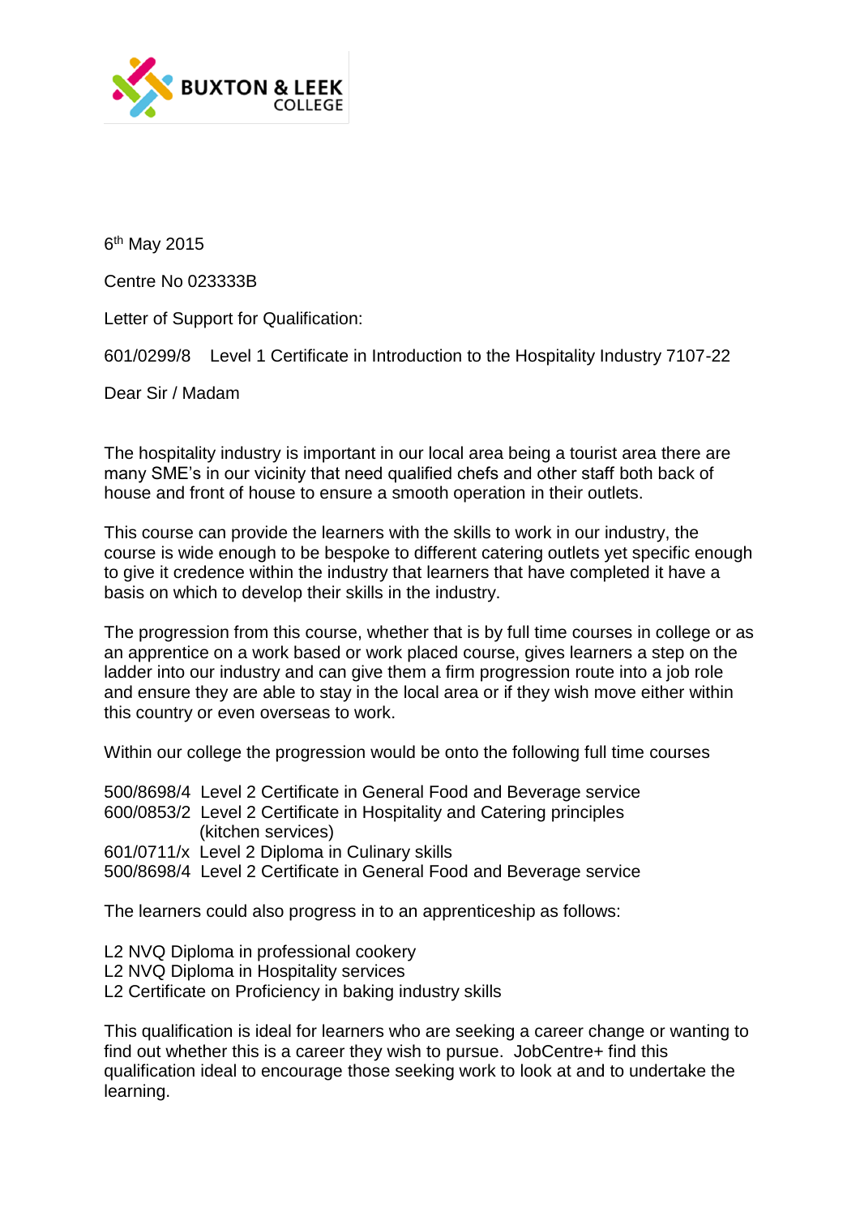BUXTON & LEEK COLLEGE

6th May 2015

Centre No 023333B

Letter of Support for Qualification:

601/0299/8 Level 1 Certificate in Introduction to the Hospitality Industry 7107-22

Dear Sir / Madam

The hospitality industry is important in our local area being a tourist area there are many SME's in our vicinity that need qualified chefs and other staff both back of house and front of house to ensure a smooth operation in their outlets.

This course can provide the learners with the skills to work in our industry, the course is wide enough to be bespoke to different catering outlets yet specific enough to give it credence within the industry that learners that have completed it have a basis on which to develop their skills in the industry.

The progression from this course, whether that is by full time courses in college or as an apprentice on a work based or work placed course, gives learners a step on the ladder into our industry and can give them a firm progression route into a job role and ensure they are able to stay in the local area or if they wish move either within this country or even overseas to work.

Within our college the progression would be onto the following full time courses

500/8698/4 Level 2 Certificate in General Food and Beverage service
600/0853/2 Level 2 Certificate in Hospitality and Catering principles (kitchen services)
601/0711/x Level 2 Diploma in Culinary skills
500/8698/4 Level 2 Certificate in General Food and Beverage service

The learners could also progress in to an apprenticeship as follows:

L2 NVQ Diploma in professional cookery
L2 NVQ Diploma in Hospitality services
L2 Certificate on Proficiency in baking industry skills

This qualification is ideal for learners who are seeking a career change or wanting to find out whether this is a career they wish to pursue. JobCentre+ find this qualification ideal to encourage those seeking work to look at and to undertake the learning.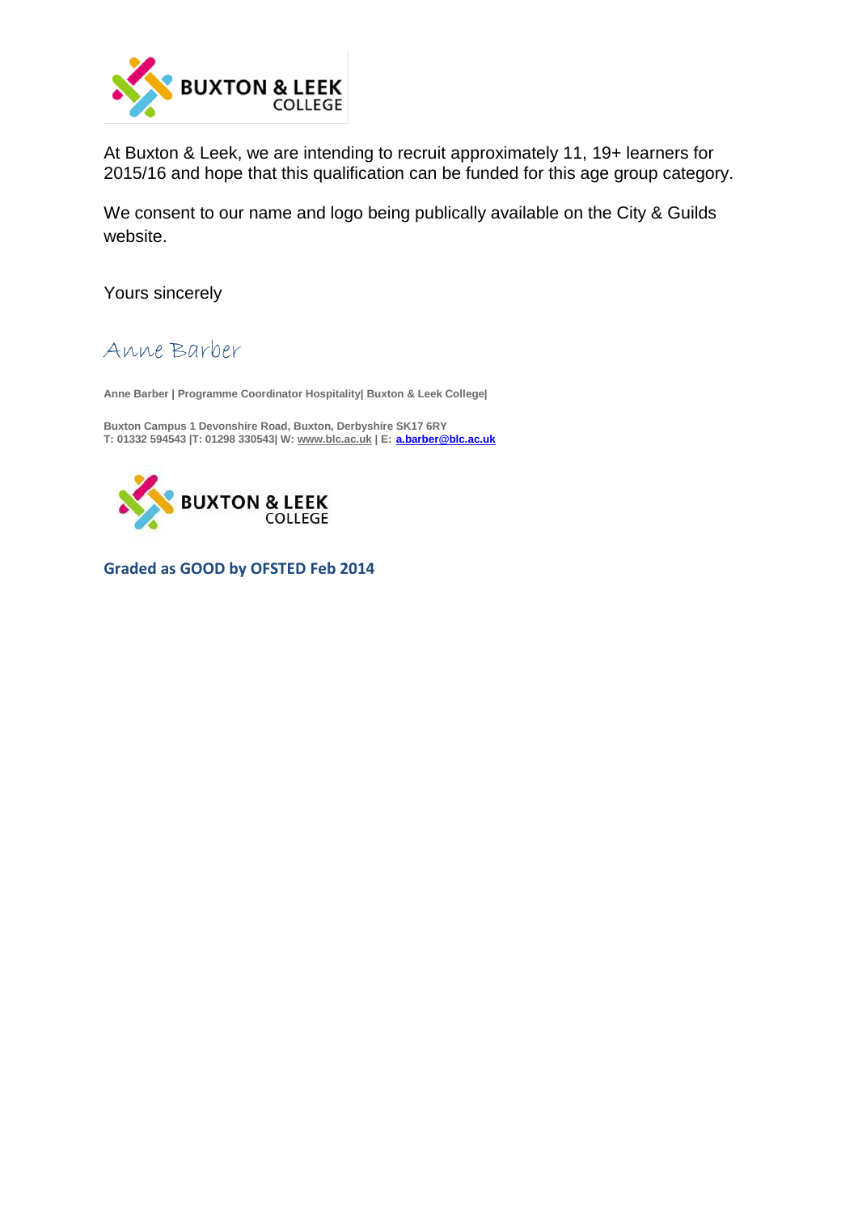BUXTON & LEEK COLLEGE

At Buxton & Leek, we are intending to recruit approximately 11, 19+ learners for 2015/16 and hope that this qualification can be funded for this age group category.

We consent to our name and logo being publically available on the City & Guilds website.

Yours sincerely

*Anne Barber*

**Anne Barber | Programme Coordinator Hospitality| Buxton & Leek College|**

**Buxton Campus 1 Devonshire Road, Buxton, Derbyshire SK17 6RY**
**T: 01332 594543 |T: 01298 330543| W: www.blc.ac.uk | E: a.barber@blc.ac.uk**

BUXTON & LEEK COLLEGE

**Graded as GOOD by OFSTED Feb 2014**